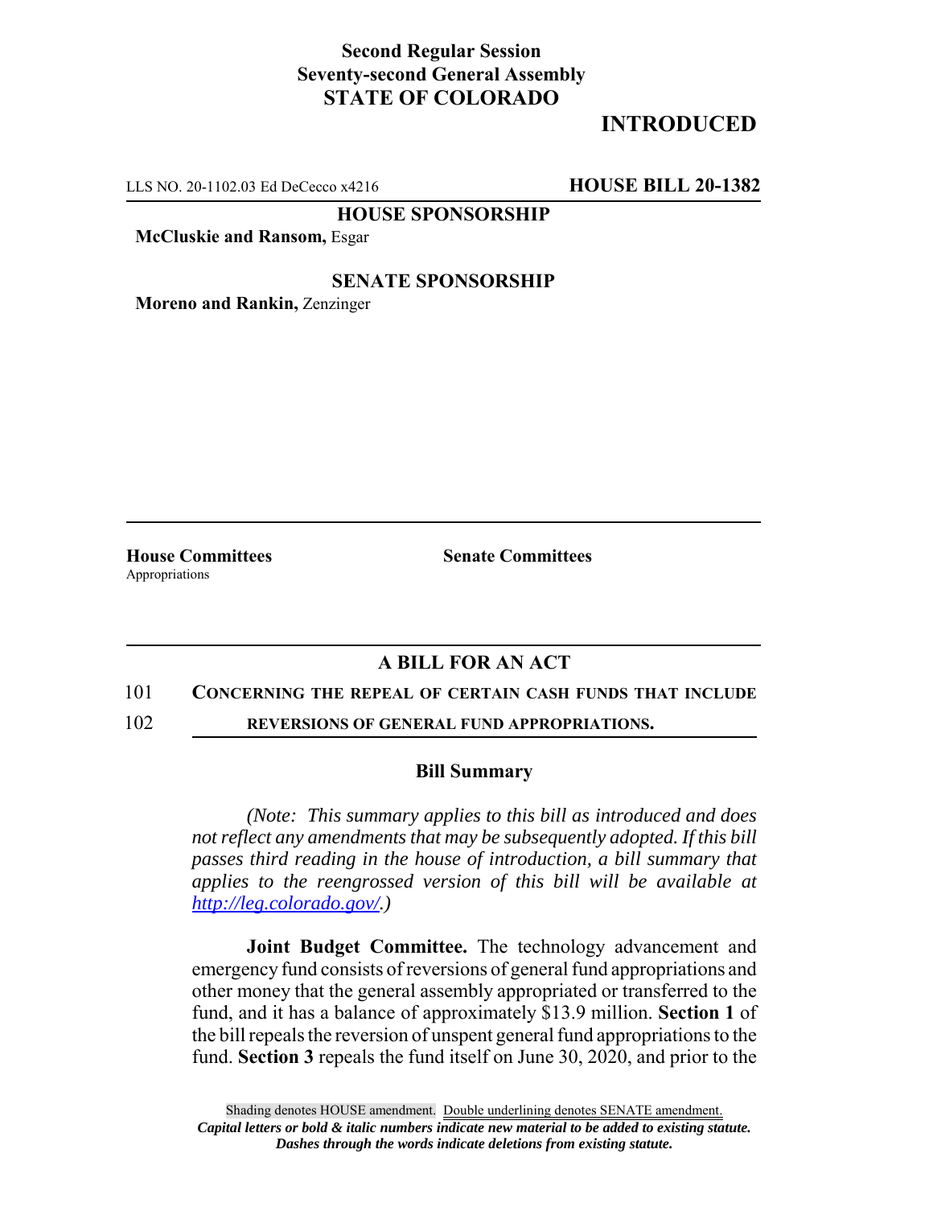**Second Regular Session**
**Seventy-second General Assembly**
**STATE OF COLORADO**

# INTRODUCED

LLS NO. 20-1102.03 Ed DeCecco x4216 **HOUSE BILL 20-1382**

**HOUSE SPONSORSHIP**

**McCluskie and Ransom,** Esgar

**SENATE SPONSORSHIP**

**Moreno and Rankin,** Zenzinger

**House Committees**
Appropriations

**Senate Committees**

## A BILL FOR AN ACT

101 **CONCERNING THE REPEAL OF CERTAIN CASH FUNDS THAT INCLUDE**
102 **REVERSIONS OF GENERAL FUND APPROPRIATIONS.**

### Bill Summary

*(Note: This summary applies to this bill as introduced and does not reflect any amendments that may be subsequently adopted. If this bill passes third reading in the house of introduction, a bill summary that applies to the reengrossed version of this bill will be available at http://leg.colorado.gov/.)*

**Joint Budget Committee.** The technology advancement and emergency fund consists of reversions of general fund appropriations and other money that the general assembly appropriated or transferred to the fund, and it has a balance of approximately $13.9 million. **Section 1** of the bill repeals the reversion of unspent general fund appropriations to the fund. **Section 3** repeals the fund itself on June 30, 2020, and prior to the

Shading denotes HOUSE amendment. Double underlining denotes SENATE amendment.
***Capital letters or bold & italic numbers indicate new material to be added to existing statute.***
***Dashes through the words indicate deletions from existing statute.***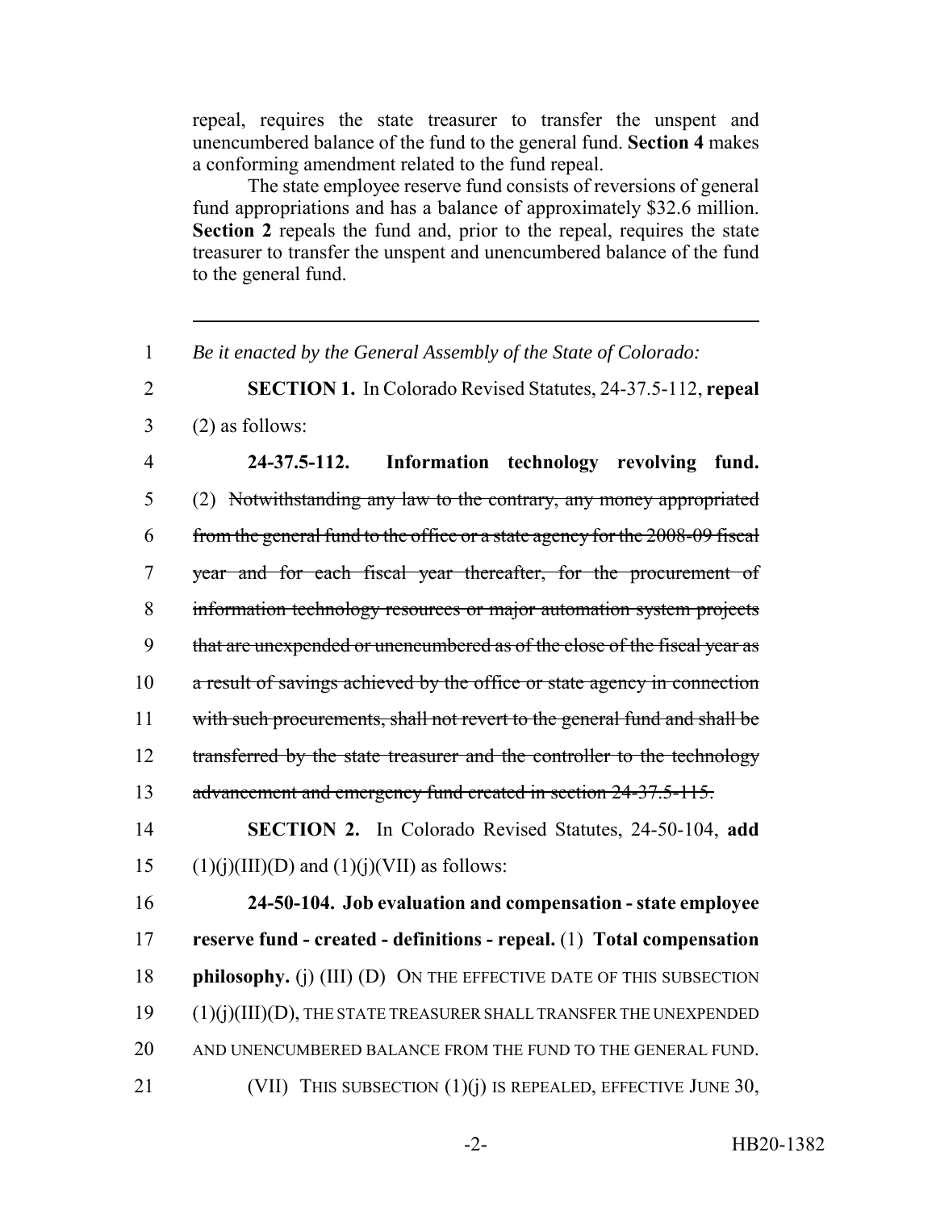repeal, requires the state treasurer to transfer the unspent and unencumbered balance of the fund to the general fund. **Section 4** makes a conforming amendment related to the fund repeal.

The state employee reserve fund consists of reversions of general fund appropriations and has a balance of approximately $32.6 million. **Section 2** repeals the fund and, prior to the repeal, requires the state treasurer to transfer the unspent and unencumbered balance of the fund to the general fund.

---

1 *Be it enacted by the General Assembly of the State of Colorado:*

2 **SECTION 1.** In Colorado Revised Statutes, 24-37.5-112, **repeal**
3 (2) as follows:

4 **24-37.5-112. Information technology revolving fund.**
5 (2) ~~Notwithstanding any law to the contrary, any money appropriated~~
6 ~~from the general fund to the office or a state agency for the 2008-09 fiscal~~
7 ~~year and for each fiscal year thereafter, for the procurement of~~
8 ~~information technology resources or major automation system projects~~
9 ~~that are unexpended or unencumbered as of the close of the fiscal year as~~
10 ~~a result of savings achieved by the office or state agency in connection~~
11 ~~with such procurements, shall not revert to the general fund and shall be~~
12 ~~transferred by the state treasurer and the controller to the technology~~
13 ~~advancement and emergency fund created in section 24-37.5-115.~~

14 **SECTION 2.** In Colorado Revised Statutes, 24-50-104, **add**
15 (1)(j)(III)(D) and (1)(j)(VII) as follows:

16 **24-50-104. Job evaluation and compensation - state employee**
17 **reserve fund - created - definitions - repeal.** (1) **Total compensation**
18 **philosophy.** (j) (III) (D) ON THE EFFECTIVE DATE OF THIS SUBSECTION
19 (1)(j)(III)(D), THE STATE TREASURER SHALL TRANSFER THE UNEXPENDED
20 AND UNENCUMBERED BALANCE FROM THE FUND TO THE GENERAL FUND.
21 (VII) THIS SUBSECTION (1)(j) IS REPEALED, EFFECTIVE JUNE 30,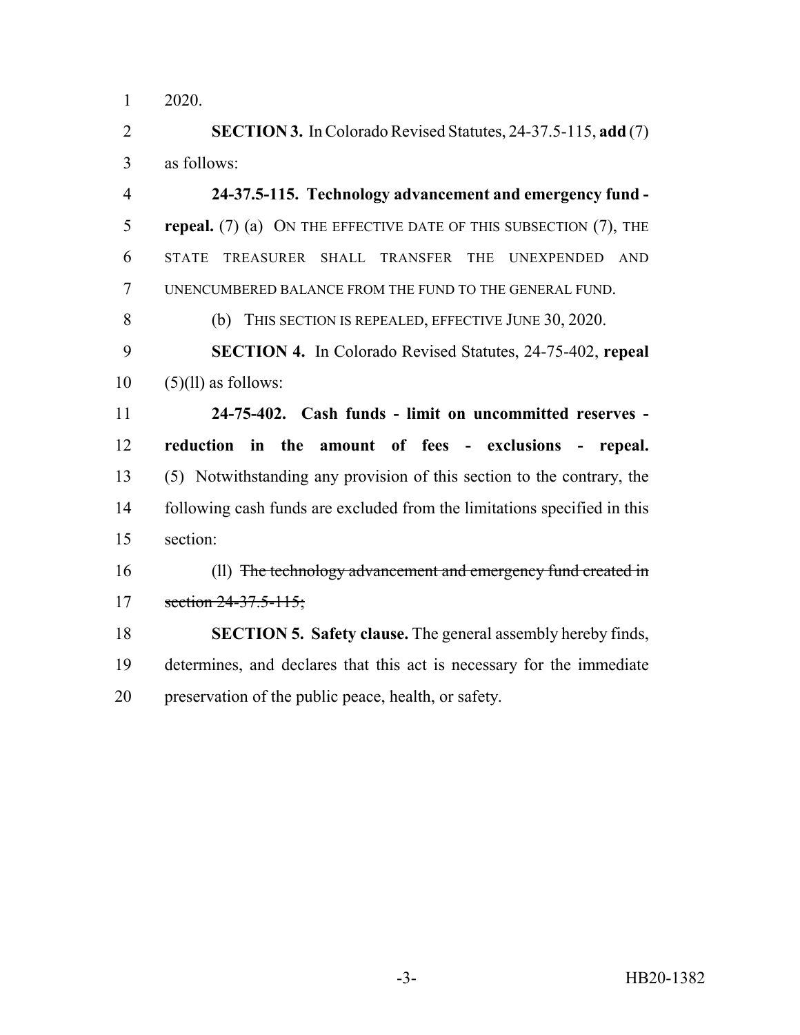2020.

**SECTION 3.** In Colorado Revised Statutes, 24-37.5-115, **add** (7) as follows:

**24-37.5-115. Technology advancement and emergency fund - repeal.** (7) (a) ON THE EFFECTIVE DATE OF THIS SUBSECTION (7), THE STATE TREASURER SHALL TRANSFER THE UNEXPENDED AND UNENCUMBERED BALANCE FROM THE FUND TO THE GENERAL FUND.

(b) THIS SECTION IS REPEALED, EFFECTIVE JUNE 30, 2020.

**SECTION 4.** In Colorado Revised Statutes, 24-75-402, **repeal** (5)(ll) as follows:

**24-75-402. Cash funds - limit on uncommitted reserves - reduction in the amount of fees - exclusions - repeal.** (5) Notwithstanding any provision of this section to the contrary, the following cash funds are excluded from the limitations specified in this section:

(ll) ~~The technology advancement and emergency fund created in section 24-37.5-115;~~

**SECTION 5. Safety clause.** The general assembly hereby finds, determines, and declares that this act is necessary for the immediate preservation of the public peace, health, or safety.